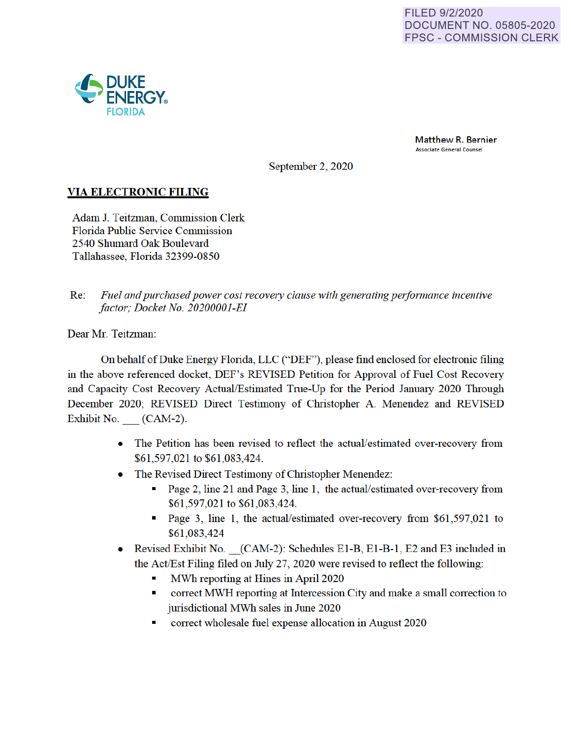FILED 9/2/2020
DOCUMENT NO. 05805-2020
FPSC - COMMISSION CLERK

DUKE ENERGY
FLORIDA

Matthew R. Bernier
Associate General Counsel

September 2, 2020

**VIA ELECTRONIC FILING**

Adam J. Teitzman, Commission Clerk
Florida Public Service Commission
2540 Shumard Oak Boulevard
Tallahassee, Florida 32399-0850

Re: *Fuel and purchased power cost recovery clause with generating performance incentive factor; Docket No. 20200001-EI*

Dear Mr. Teitzman:

On behalf of Duke Energy Florida, LLC ("DEF"), please find enclosed for electronic filing in the above referenced docket, DEF's REVISED Petition for Approval of Fuel Cost Recovery and Capacity Cost Recovery Actual/Estimated True-Up for the Period January 2020 Through December 2020; REVISED Direct Testimony of Christopher A. Menendez and REVISED Exhibit No. ___ (CAM-2).

- The Petition has been revised to reflect the actual/estimated over-recovery from $61,597,021 to $61,083,424.
- The Revised Direct Testimony of Christopher Menendez:
  - Page 2, line 21 and Page 3, line 1, the actual/estimated over-recovery from $61,597,021 to $61,083,424.
  - Page 3, line 1, the actual/estimated over-recovery from $61,597,021 to $61,083,424
- Revised Exhibit No. __(CAM-2): Schedules E1-B, E1-B-1, E2 and E3 included in the Act/Est Filing filed on July 27, 2020 were revised to reflect the following:
  - MWh reporting at Hines in April 2020
  - correct MWH reporting at Intercession City and make a small correction to jurisdictional MWh sales in June 2020
  - correct wholesale fuel expense allocation in August 2020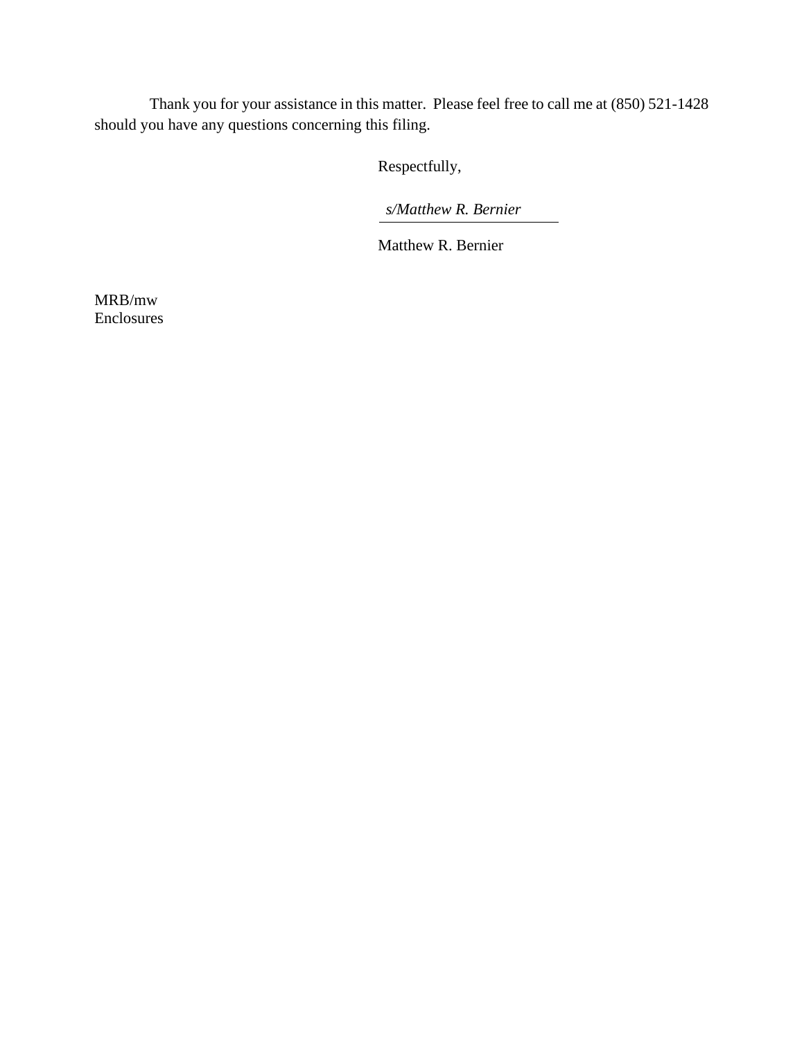Thank you for your assistance in this matter. Please feel free to call me at (850) 521-1428 should you have any questions concerning this filing.

Respectfully,

*s/Matthew R. Bernier*

Matthew R. Bernier

MRB/mw
Enclosures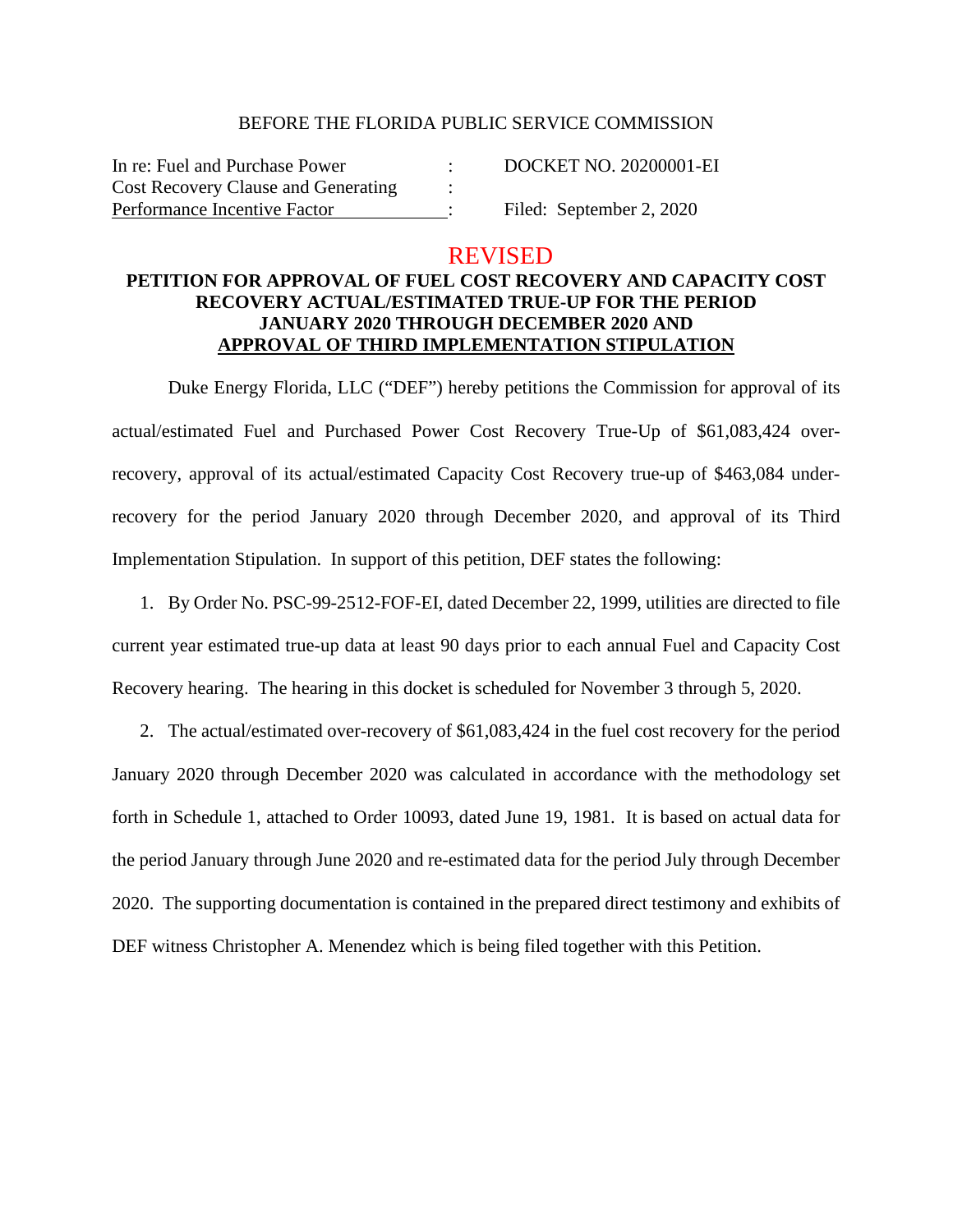BEFORE THE FLORIDA PUBLIC SERVICE COMMISSION

| In re: Fuel and Purchase Power Cost Recovery Clause and Generating Performance Incentive Factor | : | DOCKET NO. 20200001-EI<br>Filed: September 2, 2020 |
|---|---|---|

## REVISED

## PETITION FOR APPROVAL OF FUEL COST RECOVERY AND CAPACITY COST RECOVERY ACTUAL/ESTIMATED TRUE-UP FOR THE PERIOD JANUARY 2020 THROUGH DECEMBER 2020 AND APPROVAL OF THIRD IMPLEMENTATION STIPULATION

Duke Energy Florida, LLC ("DEF") hereby petitions the Commission for approval of its actual/estimated Fuel and Purchased Power Cost Recovery True-Up of $61,083,424 over-recovery, approval of its actual/estimated Capacity Cost Recovery true-up of $463,084 under-recovery for the period January 2020 through December 2020, and approval of its Third Implementation Stipulation. In support of this petition, DEF states the following:

1. By Order No. PSC-99-2512-FOF-EI, dated December 22, 1999, utilities are directed to file current year estimated true-up data at least 90 days prior to each annual Fuel and Capacity Cost Recovery hearing. The hearing in this docket is scheduled for November 3 through 5, 2020.

2. The actual/estimated over-recovery of $61,083,424 in the fuel cost recovery for the period January 2020 through December 2020 was calculated in accordance with the methodology set forth in Schedule 1, attached to Order 10093, dated June 19, 1981. It is based on actual data for the period January through June 2020 and re-estimated data for the period July through December 2020. The supporting documentation is contained in the prepared direct testimony and exhibits of DEF witness Christopher A. Menendez which is being filed together with this Petition.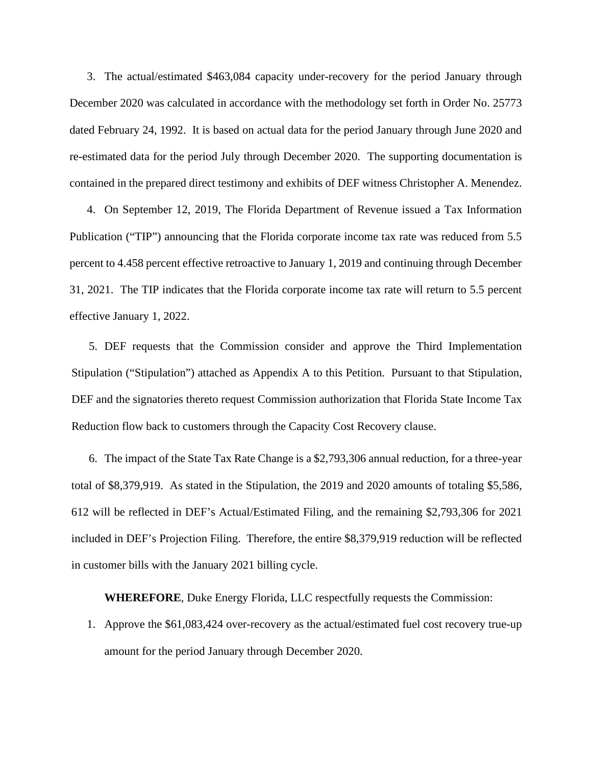3. The actual/estimated $463,084 capacity under-recovery for the period January through December 2020 was calculated in accordance with the methodology set forth in Order No. 25773 dated February 24, 1992. It is based on actual data for the period January through June 2020 and re-estimated data for the period July through December 2020. The supporting documentation is contained in the prepared direct testimony and exhibits of DEF witness Christopher A. Menendez.

4. On September 12, 2019, The Florida Department of Revenue issued a Tax Information Publication ("TIP") announcing that the Florida corporate income tax rate was reduced from 5.5 percent to 4.458 percent effective retroactive to January 1, 2019 and continuing through December 31, 2021. The TIP indicates that the Florida corporate income tax rate will return to 5.5 percent effective January 1, 2022.

5. DEF requests that the Commission consider and approve the Third Implementation Stipulation ("Stipulation") attached as Appendix A to this Petition. Pursuant to that Stipulation, DEF and the signatories thereto request Commission authorization that Florida State Income Tax Reduction flow back to customers through the Capacity Cost Recovery clause.

6. The impact of the State Tax Rate Change is a $2,793,306 annual reduction, for a three-year total of $8,379,919. As stated in the Stipulation, the 2019 and 2020 amounts of totaling $5,586, 612 will be reflected in DEF's Actual/Estimated Filing, and the remaining $2,793,306 for 2021 included in DEF's Projection Filing. Therefore, the entire $8,379,919 reduction will be reflected in customer bills with the January 2021 billing cycle.

**WHEREFORE**, Duke Energy Florida, LLC respectfully requests the Commission:

1. Approve the $61,083,424 over-recovery as the actual/estimated fuel cost recovery true-up amount for the period January through December 2020.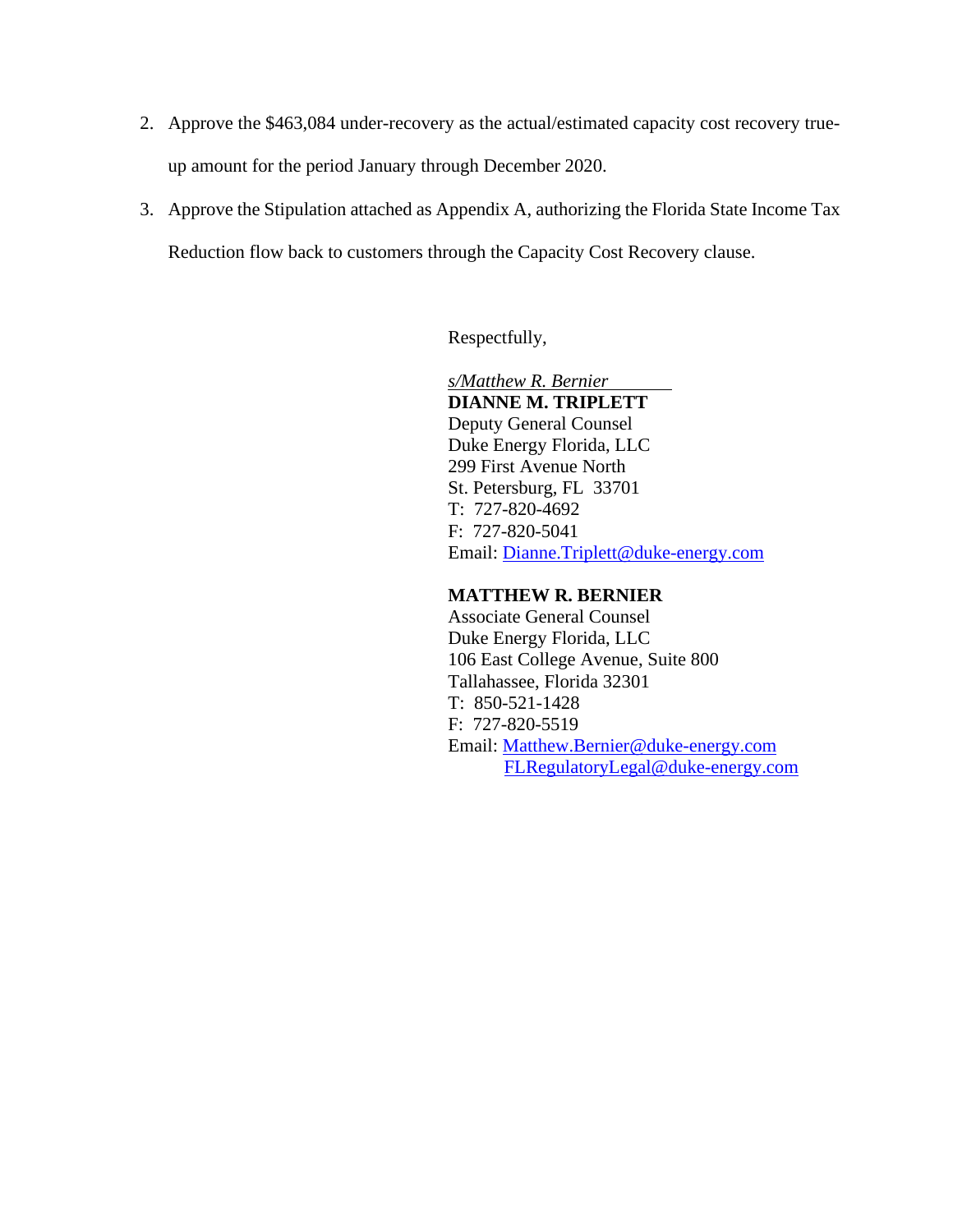2. Approve the $463,084 under-recovery as the actual/estimated capacity cost recovery true-up amount for the period January through December 2020.
3. Approve the Stipulation attached as Appendix A, authorizing the Florida State Income Tax Reduction flow back to customers through the Capacity Cost Recovery clause.

Respectfully,

*s/Matthew R. Bernier*

**DIANNE M. TRIPLETT**
Deputy General Counsel
Duke Energy Florida, LLC
299 First Avenue North
St. Petersburg, FL 33701
T: 727-820-4692
F: 727-820-5041
Email: Dianne.Triplett@duke-energy.com

**MATTHEW R. BERNIER**
Associate General Counsel
Duke Energy Florida, LLC
106 East College Avenue, Suite 800
Tallahassee, Florida 32301
T: 850-521-1428
F: 727-820-5519
Email: Matthew.Bernier@duke-energy.com
FLRegulatoryLegal@duke-energy.com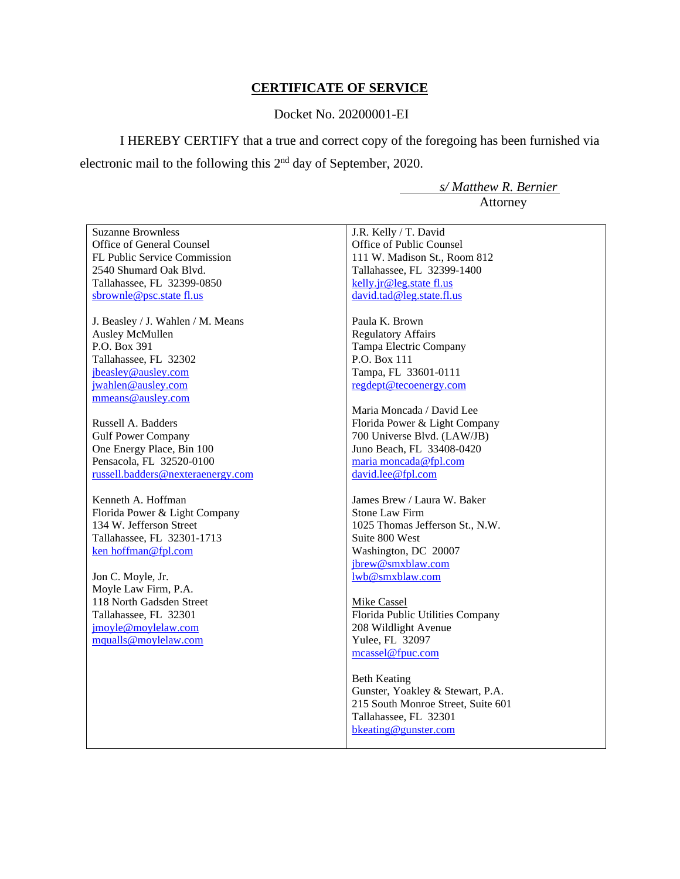# **CERTIFICATE OF SERVICE**

Docket No. 20200001-EI

I HEREBY CERTIFY that a true and correct copy of the foregoing has been furnished via electronic mail to the following this 2nd day of September, 2020.

*s/ Matthew R. Bernier*
Attorney

| | |
|---|---|
| Suzanne Brownless<br>Office of General Counsel<br>FL Public Service Commission<br>2540 Shumard Oak Blvd.<br>Tallahassee, FL 32399-0850<br>sbrownle@psc.state fl.us | J.R. Kelly / T. David<br>Office of Public Counsel<br>111 W. Madison St., Room 812<br>Tallahassee, FL 32399-1400<br>kelly.jr@leg.state fl.us<br>david.tad@leg.state.fl.us |
| J. Beasley / J. Wahlen / M. Means<br>Ausley McMullen<br>P.O. Box 391<br>Tallahassee, FL 32302<br>jbeasley@ausley.com<br>jwahlen@ausley.com<br>mmeans@ausley.com | Paula K. Brown<br>Regulatory Affairs<br>Tampa Electric Company<br>P.O. Box 111<br>Tampa, FL 33601-0111<br>regdept@tecoenergy.com |
| Russell A. Badders<br>Gulf Power Company<br>One Energy Place, Bin 100<br>Pensacola, FL 32520-0100<br>russell.badders@nexteraenergy.com | Maria Moncada / David Lee<br>Florida Power & Light Company<br>700 Universe Blvd. (LAW/JB)<br>Juno Beach, FL 33408-0420<br>maria moncada@fpl.com<br>david.lee@fpl.com |
| Kenneth A. Hoffman<br>Florida Power & Light Company<br>134 W. Jefferson Street<br>Tallahassee, FL 32301-1713<br>ken hoffman@fpl.com | James Brew / Laura W. Baker<br>Stone Law Firm<br>1025 Thomas Jefferson St., N.W.<br>Suite 800 West<br>Washington, DC 20007<br>jbrew@smxblaw.com<br>lwb@smxblaw.com |
| Jon C. Moyle, Jr.<br>Moyle Law Firm, P.A.<br>118 North Gadsden Street<br>Tallahassee, FL 32301<br>jmoyle@moylelaw.com<br>mqualls@moylelaw.com | Mike Cassel<br>Florida Public Utilities Company<br>208 Wildlight Avenue<br>Yulee, FL 32097<br>mcassel@fpuc.com |
| | Beth Keating<br>Gunster, Yoakley & Stewart, P.A.<br>215 South Monroe Street, Suite 601<br>Tallahassee, FL 32301<br>bkeating@gunster.com |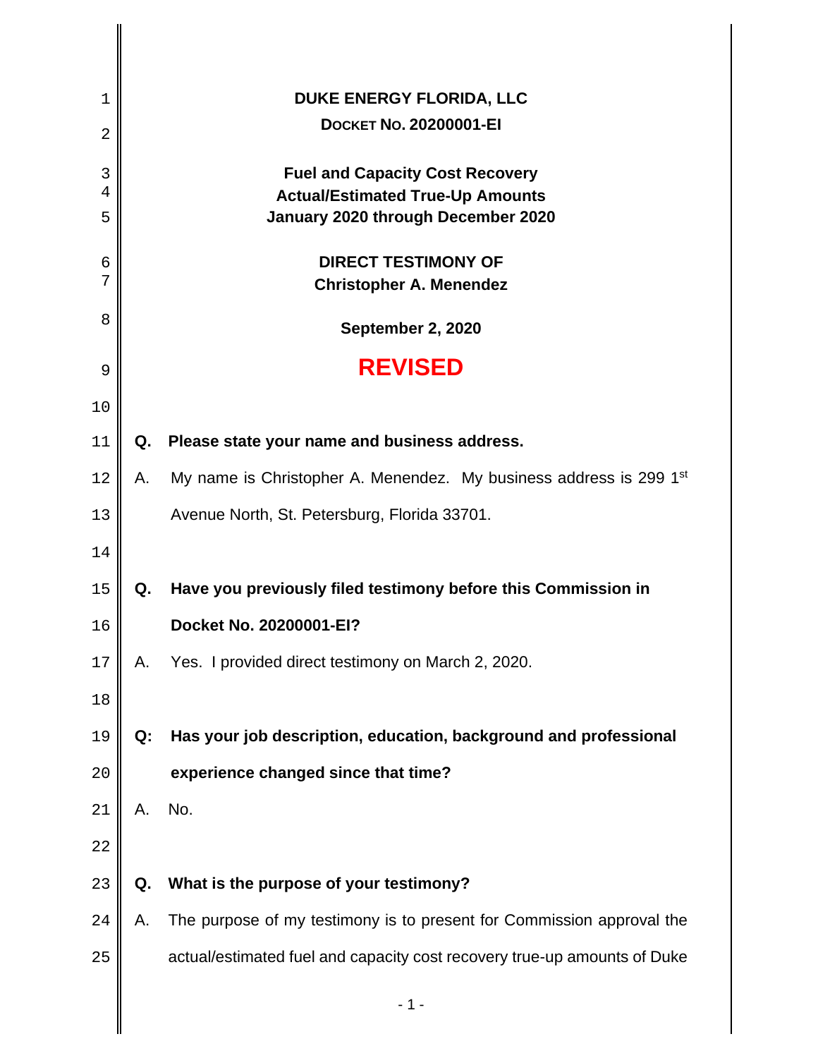**DUKE ENERGY FLORIDA, LLC**

**DOCKET NO. 20200001-EI**

**Fuel and Capacity Cost Recovery**
**Actual/Estimated True-Up Amounts**
**January 2020 through December 2020**

**DIRECT TESTIMONY OF**
**Christopher A. Menendez**

**September 2, 2020**

**REVISED**

**Q. Please state your name and business address.**

A. My name is Christopher A. Menendez. My business address is 299 1st Avenue North, St. Petersburg, Florida 33701.

**Q. Have you previously filed testimony before this Commission in Docket No. 20200001-EI?**

A. Yes. I provided direct testimony on March 2, 2020.

**Q: Has your job description, education, background and professional experience changed since that time?**

A. No.

**Q. What is the purpose of your testimony?**

A. The purpose of my testimony is to present for Commission approval the actual/estimated fuel and capacity cost recovery true-up amounts of Duke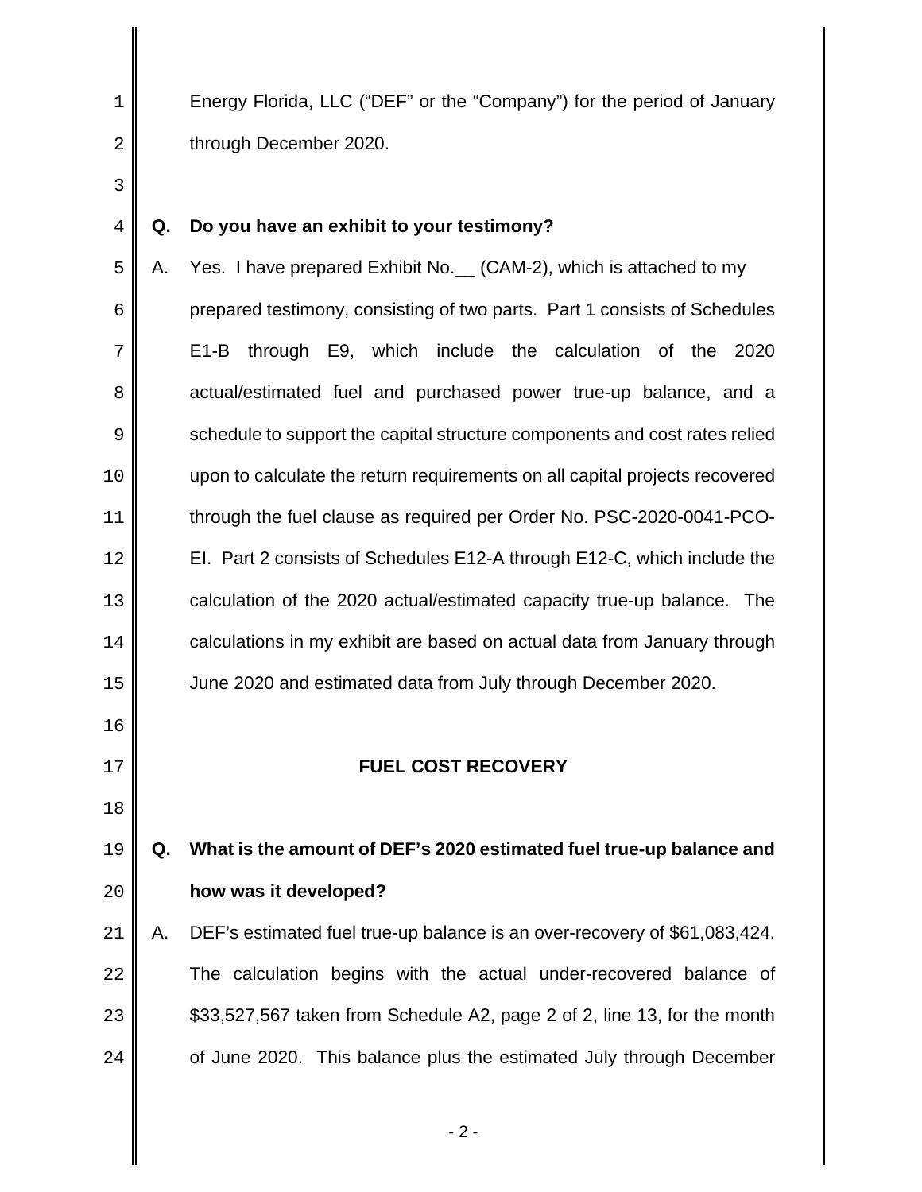Energy Florida, LLC ("DEF" or the "Company") for the period of January through December 2020.

**Q. Do you have an exhibit to your testimony?**

A. Yes. I have prepared Exhibit No.__ (CAM-2), which is attached to my prepared testimony, consisting of two parts. Part 1 consists of Schedules E1-B through E9, which include the calculation of the 2020 actual/estimated fuel and purchased power true-up balance, and a schedule to support the capital structure components and cost rates relied upon to calculate the return requirements on all capital projects recovered through the fuel clause as required per Order No. PSC-2020-0041-PCO-EI. Part 2 consists of Schedules E12-A through E12-C, which include the calculation of the 2020 actual/estimated capacity true-up balance. The calculations in my exhibit are based on actual data from January through June 2020 and estimated data from July through December 2020.

## FUEL COST RECOVERY

**Q. What is the amount of DEF's 2020 estimated fuel true-up balance and how was it developed?**

A. DEF's estimated fuel true-up balance is an over-recovery of $61,083,424. The calculation begins with the actual under-recovered balance of $33,527,567 taken from Schedule A2, page 2 of 2, line 13, for the month of June 2020. This balance plus the estimated July through December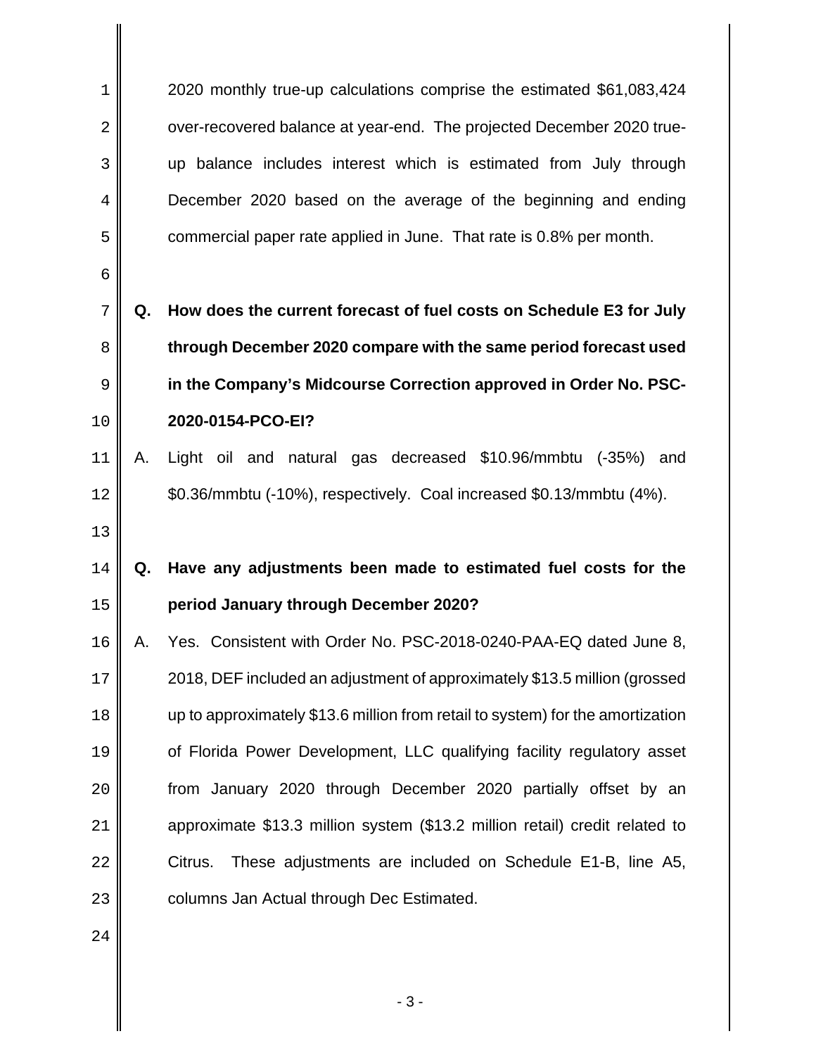2020 monthly true-up calculations comprise the estimated $61,083,424 over-recovered balance at year-end. The projected December 2020 true-up balance includes interest which is estimated from July through December 2020 based on the average of the beginning and ending commercial paper rate applied in June. That rate is 0.8% per month.

**Q. How does the current forecast of fuel costs on Schedule E3 for July through December 2020 compare with the same period forecast used in the Company's Midcourse Correction approved in Order No. PSC-2020-0154-PCO-EI?**

A. Light oil and natural gas decreased $10.96/mmbtu (-35%) and $0.36/mmbtu (-10%), respectively. Coal increased $0.13/mmbtu (4%).

**Q. Have any adjustments been made to estimated fuel costs for the period January through December 2020?**

A. Yes. Consistent with Order No. PSC-2018-0240-PAA-EQ dated June 8, 2018, DEF included an adjustment of approximately $13.5 million (grossed up to approximately $13.6 million from retail to system) for the amortization of Florida Power Development, LLC qualifying facility regulatory asset from January 2020 through December 2020 partially offset by an approximate $13.3 million system ($13.2 million retail) credit related to Citrus. These adjustments are included on Schedule E1-B, line A5, columns Jan Actual through Dec Estimated.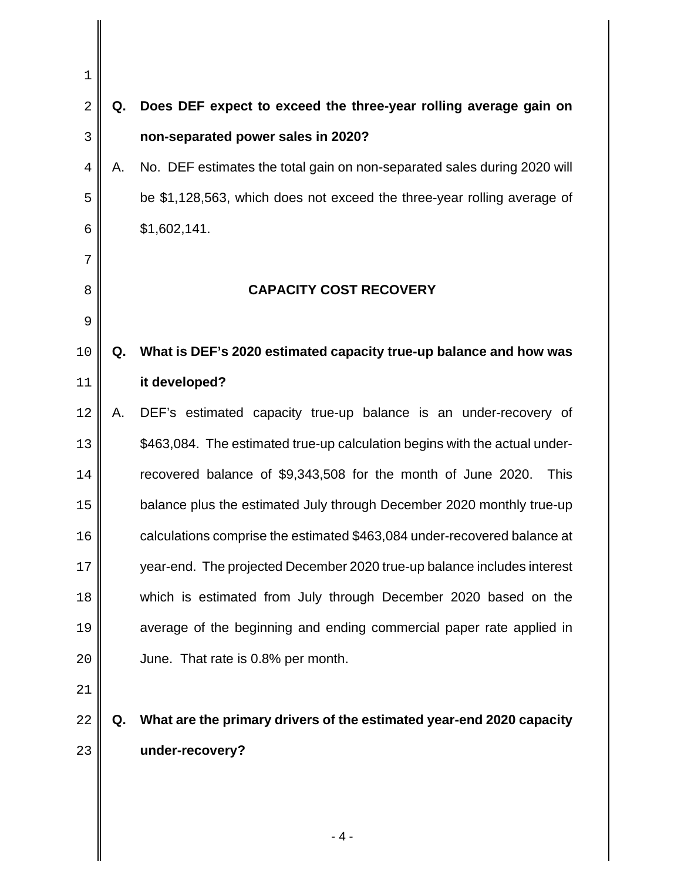**Q. Does DEF expect to exceed the three-year rolling average gain on non-separated power sales in 2020?**

A. No. DEF estimates the total gain on non-separated sales during 2020 will be $1,128,563, which does not exceed the three-year rolling average of $1,602,141.

## CAPACITY COST RECOVERY

**Q. What is DEF's 2020 estimated capacity true-up balance and how was it developed?**

A. DEF's estimated capacity true-up balance is an under-recovery of $463,084. The estimated true-up calculation begins with the actual under-recovered balance of $9,343,508 for the month of June 2020. This balance plus the estimated July through December 2020 monthly true-up calculations comprise the estimated $463,084 under-recovered balance at year-end. The projected December 2020 true-up balance includes interest which is estimated from July through December 2020 based on the average of the beginning and ending commercial paper rate applied in June. That rate is 0.8% per month.

**Q. What are the primary drivers of the estimated year-end 2020 capacity under-recovery?**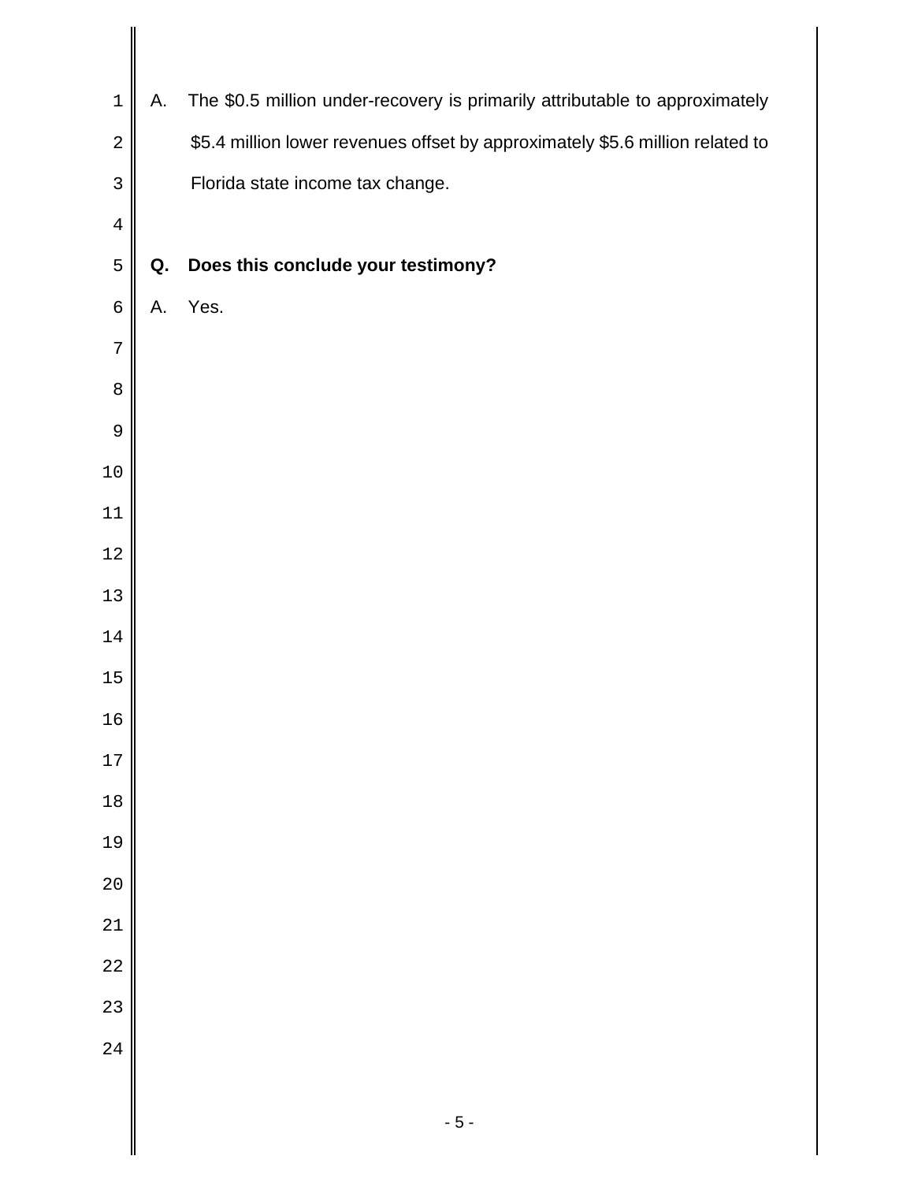A. The $0.5 million under-recovery is primarily attributable to approximately $5.4 million lower revenues offset by approximately $5.6 million related to Florida state income tax change.

**Q. Does this conclude your testimony?**

A. Yes.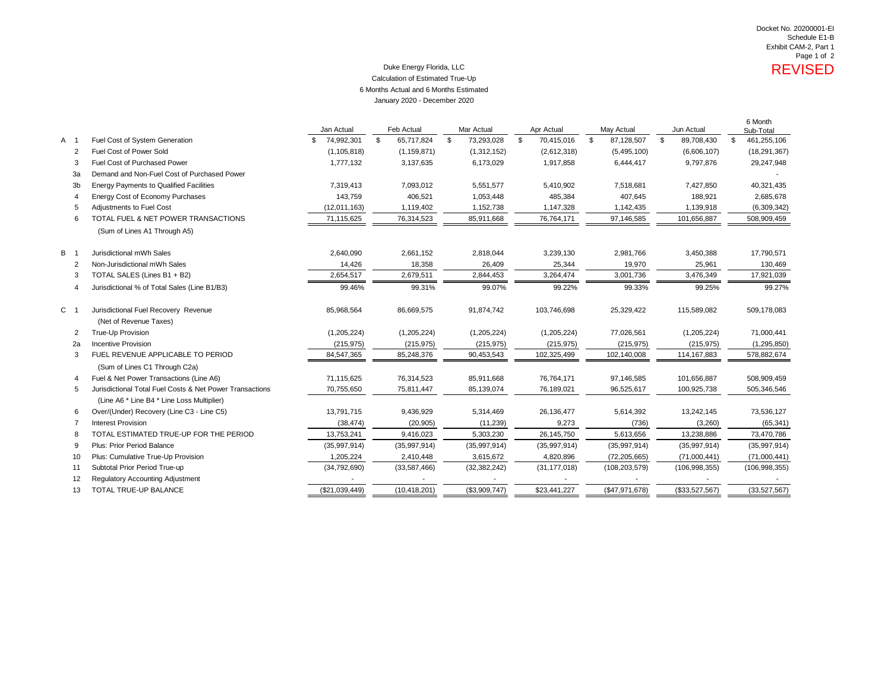Docket No. 20200001-EI
Schedule E1-B
Exhibit CAM-2, Part 1
Page 1 of 2

**REVISED**

# Duke Energy Florida, LLC
## Calculation of Estimated True-Up
### 6 Months Actual and 6 Months Estimated
### January 2020 - December 2020

| | | | Jan Actual | Feb Actual | Mar Actual | Apr Actual | May Actual | Jun Actual | 6 Month Sub-Total |
|---|---|---|---|---|---|---|---|---|---|
| A | 1 | Fuel Cost of System Generation | $ 74,992,301 | $ 65,717,824 | $ 73,293,028 | $ 70,415,016 | $ 87,128,507 | $ 89,708,430 | $ 461,255,106 |
| | 2 | Fuel Cost of Power Sold | (1,105,818) | (1,159,871) | (1,312,152) | (2,612,318) | (5,495,100) | (6,606,107) | (18,291,367) |
| | 3 | Fuel Cost of Purchased Power | 1,777,132 | 3,137,635 | 6,173,029 | 1,917,858 | 6,444,417 | 9,797,876 | 29,247,948 |
| | 3a | Demand and Non-Fuel Cost of Purchased Power | | | | | | | - |
| | 3b | Energy Payments to Qualified Facilities | 7,319,413 | 7,093,012 | 5,551,577 | 5,410,902 | 7,518,681 | 7,427,850 | 40,321,435 |
| | 4 | Energy Cost of Economy Purchases | 143,759 | 406,521 | 1,053,448 | 485,384 | 407,645 | 188,921 | 2,685,678 |
| | 5 | Adjustments to Fuel Cost | (12,011,163) | 1,119,402 | 1,152,738 | 1,147,328 | 1,142,435 | 1,139,918 | (6,309,342) |
| | 6 | TOTAL FUEL & NET POWER TRANSACTIONS (Sum of Lines A1 Through A5) | 71,115,625 | 76,314,523 | 85,911,668 | 76,764,171 | 97,146,585 | 101,656,887 | 508,909,459 |
| B | 1 | Jurisdictional mWh Sales | 2,640,090 | 2,661,152 | 2,818,044 | 3,239,130 | 2,981,766 | 3,450,388 | 17,790,571 |
| | 2 | Non-Jurisdictional mWh Sales | 14,426 | 18,358 | 26,409 | 25,344 | 19,970 | 25,961 | 130,469 |
| | 3 | TOTAL SALES (Lines B1 + B2) | 2,654,517 | 2,679,511 | 2,844,453 | 3,264,474 | 3,001,736 | 3,476,349 | 17,921,039 |
| | 4 | Jurisdictional % of Total Sales (Line B1/B3) | 99.46% | 99.31% | 99.07% | 99.22% | 99.33% | 99.25% | 99.27% |
| C | 1 | Jurisdictional Fuel Recovery Revenue (Net of Revenue Taxes) | 85,968,564 | 86,669,575 | 91,874,742 | 103,746,698 | 25,329,422 | 115,589,082 | 509,178,083 |
| | 2 | True-Up Provision | (1,205,224) | (1,205,224) | (1,205,224) | (1,205,224) | 77,026,561 | (1,205,224) | 71,000,441 |
| | 2a | Incentive Provision | (215,975) | (215,975) | (215,975) | (215,975) | (215,975) | (215,975) | (1,295,850) |
| | 3 | FUEL REVENUE APPLICABLE TO PERIOD (Sum of Lines C1 Through C2a) | 84,547,365 | 85,248,376 | 90,453,543 | 102,325,499 | 102,140,008 | 114,167,883 | 578,882,674 |
| | 4 | Fuel & Net Power Transactions (Line A6) | 71,115,625 | 76,314,523 | 85,911,668 | 76,764,171 | 97,146,585 | 101,656,887 | 508,909,459 |
| | 5 | Jurisdictional Total Fuel Costs & Net Power Transactions (Line A6 * Line B4 * Line Loss Multiplier) | 70,755,650 | 75,811,447 | 85,139,074 | 76,189,021 | 96,525,617 | 100,925,738 | 505,346,546 |
| | 6 | Over/(Under) Recovery (Line C3 - Line C5) | 13,791,715 | 9,436,929 | 5,314,469 | 26,136,477 | 5,614,392 | 13,242,145 | 73,536,127 |
| | 7 | Interest Provision | (38,474) | (20,905) | (11,239) | 9,273 | (736) | (3,260) | (65,341) |
| | 8 | TOTAL ESTIMATED TRUE-UP FOR THE PERIOD | 13,753,241 | 9,416,023 | 5,303,230 | 26,145,750 | 5,613,656 | 13,238,886 | 73,470,786 |
| | 9 | Plus: Prior Period Balance | (35,997,914) | (35,997,914) | (35,997,914) | (35,997,914) | (35,997,914) | (35,997,914) | (35,997,914) |
| | 10 | Plus: Cumulative True-Up Provision | 1,205,224 | 2,410,448 | 3,615,672 | 4,820,896 | (72,205,665) | (71,000,441) | (71,000,441) |
| | 11 | Subtotal Prior Period True-up | (34,792,690) | (33,587,466) | (32,382,242) | (31,177,018) | (108,203,579) | (106,998,355) | (106,998,355) |
| | 12 | Regulatory Accounting Adjustment | - | - | - | - | - | - | - |
| | 13 | TOTAL TRUE-UP BALANCE | ($21,039,449) | (10,418,201) | ($3,909,747) | $23,441,227 | ($47,971,678) | ($33,527,567) | (33,527,567) |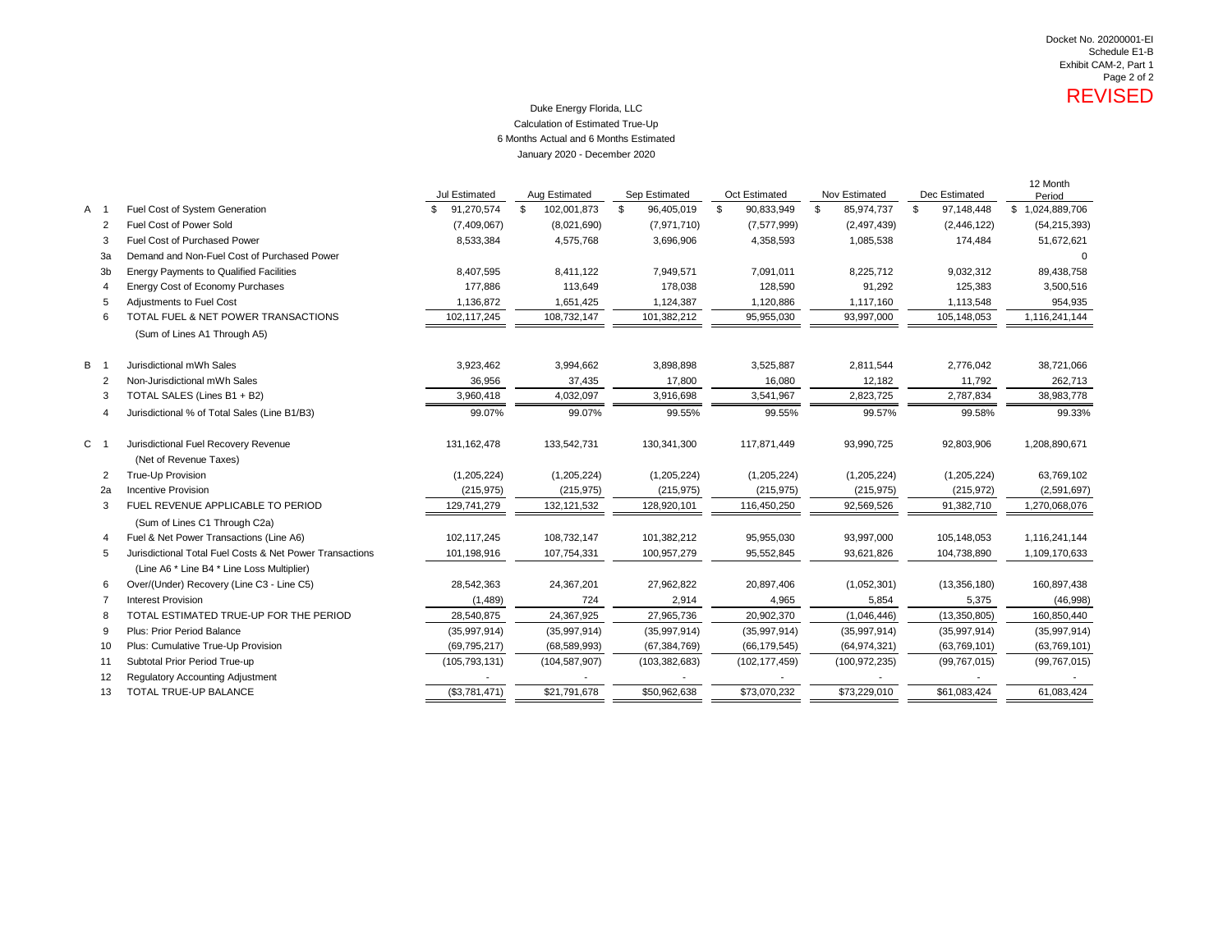Docket No. 20200001-EI
Schedule E1-B
Exhibit CAM-2, Part 1
Page 2 of 2

**REVISED**

Duke Energy Florida, LLC
Calculation of Estimated True-Up
6 Months Actual and 6 Months Estimated
January 2020 - December 2020

| | | | Jul Estimated | Aug Estimated | Sep Estimated | Oct Estimated | Nov Estimated | Dec Estimated | 12 Month Period |
|---|---|---|---|---|---|---|---|---|---|
| A | 1 | Fuel Cost of System Generation | $ 91,270,574 | $ 102,001,873 | $ 96,405,019 | $ 90,833,949 | $ 85,974,737 | $ 97,148,448 | $ 1,024,889,706 |
| | 2 | Fuel Cost of Power Sold | (7,409,067) | (8,021,690) | (7,971,710) | (7,577,999) | (2,497,439) | (2,446,122) | (54,215,393) |
| | 3 | Fuel Cost of Purchased Power | 8,533,384 | 4,575,768 | 3,696,906 | 4,358,593 | 1,085,538 | 174,484 | 51,672,621 |
| | 3a | Demand and Non-Fuel Cost of Purchased Power | | | | | | | 0 |
| | 3b | Energy Payments to Qualified Facilities | 8,407,595 | 8,411,122 | 7,949,571 | 7,091,011 | 8,225,712 | 9,032,312 | 89,438,758 |
| | 4 | Energy Cost of Economy Purchases | 177,886 | 113,649 | 178,038 | 128,590 | 91,292 | 125,383 | 3,500,516 |
| | 5 | Adjustments to Fuel Cost | 1,136,872 | 1,651,425 | 1,124,387 | 1,120,886 | 1,117,160 | 1,113,548 | 954,935 |
| | 6 | TOTAL FUEL & NET POWER TRANSACTIONS (Sum of Lines A1 Through A5) | 102,117,245 | 108,732,147 | 101,382,212 | 95,955,030 | 93,997,000 | 105,148,053 | 1,116,241,144 |
| B | 1 | Jurisdictional mWh Sales | 3,923,462 | 3,994,662 | 3,898,898 | 3,525,887 | 2,811,544 | 2,776,042 | 38,721,066 |
| | 2 | Non-Jurisdictional mWh Sales | 36,956 | 37,435 | 17,800 | 16,080 | 12,182 | 11,792 | 262,713 |
| | 3 | TOTAL SALES (Lines B1 + B2) | 3,960,418 | 4,032,097 | 3,916,698 | 3,541,967 | 2,823,725 | 2,787,834 | 38,983,778 |
| | 4 | Jurisdictional % of Total Sales (Line B1/B3) | 99.07% | 99.07% | 99.55% | 99.55% | 99.57% | 99.58% | 99.33% |
| C | 1 | Jurisdictional Fuel Recovery Revenue (Net of Revenue Taxes) | 131,162,478 | 133,542,731 | 130,341,300 | 117,871,449 | 93,990,725 | 92,803,906 | 1,208,890,671 |
| | 2 | True-Up Provision | (1,205,224) | (1,205,224) | (1,205,224) | (1,205,224) | (1,205,224) | (1,205,224) | 63,769,102 |
| | 2a | Incentive Provision | (215,975) | (215,975) | (215,975) | (215,975) | (215,975) | (215,972) | (2,591,697) |
| | 3 | FUEL REVENUE APPLICABLE TO PERIOD (Sum of Lines C1 Through C2a) | 129,741,279 | 132,121,532 | 128,920,101 | 116,450,250 | 92,569,526 | 91,382,710 | 1,270,068,076 |
| | 4 | Fuel & Net Power Transactions (Line A6) | 102,117,245 | 108,732,147 | 101,382,212 | 95,955,030 | 93,997,000 | 105,148,053 | 1,116,241,144 |
| | 5 | Jurisdictional Total Fuel Costs & Net Power Transactions (Line A6 * Line B4 * Line Loss Multiplier) | 101,198,916 | 107,754,331 | 100,957,279 | 95,552,845 | 93,621,826 | 104,738,890 | 1,109,170,633 |
| | 6 | Over/(Under) Recovery (Line C3 - Line C5) | 28,542,363 | 24,367,201 | 27,962,822 | 20,897,406 | (1,052,301) | (13,356,180) | 160,897,438 |
| | 7 | Interest Provision | (1,489) | 724 | 2,914 | 4,965 | 5,854 | 5,375 | (46,998) |
| | 8 | TOTAL ESTIMATED TRUE-UP FOR THE PERIOD | 28,540,875 | 24,367,925 | 27,965,736 | 20,902,370 | (1,046,446) | (13,350,805) | 160,850,440 |
| | 9 | Plus: Prior Period Balance | (35,997,914) | (35,997,914) | (35,997,914) | (35,997,914) | (35,997,914) | (35,997,914) | (35,997,914) |
| | 10 | Plus: Cumulative True-Up Provision | (69,795,217) | (68,589,993) | (67,384,769) | (66,179,545) | (64,974,321) | (63,769,101) | (63,769,101) |
| | 11 | Subtotal Prior Period True-up | (105,793,131) | (104,587,907) | (103,382,683) | (102,177,459) | (100,972,235) | (99,767,015) | (99,767,015) |
| | 12 | Regulatory Accounting Adjustment | - | - | - | - | - | - | - |
| | 13 | TOTAL TRUE-UP BALANCE | ($3,781,471) | $21,791,678 | $50,962,638 | $73,070,232 | $73,229,010 | $61,083,424 | 61,083,424 |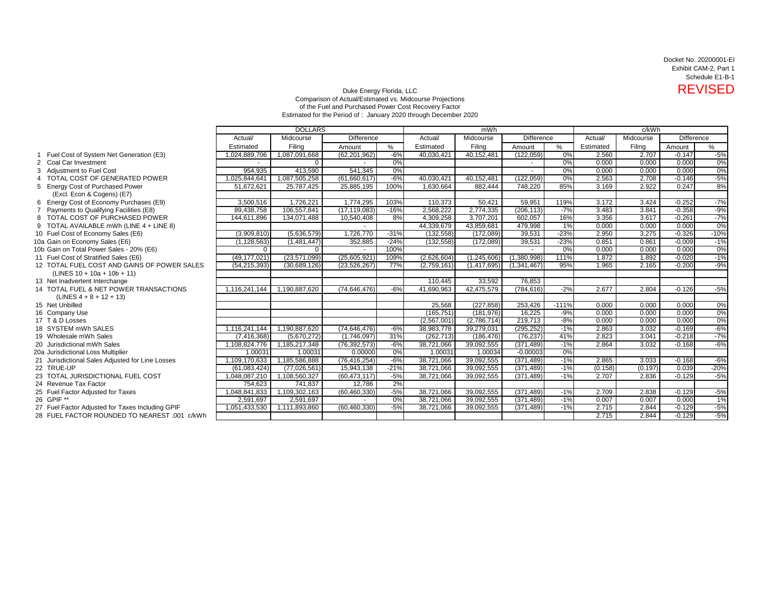Docket No. 20200001-EI
Exhibit CAM-2, Part 1
Schedule E1-B-1
**REVISED**

Duke Energy Florida, LLC
Comparison of Actual/Estimated vs. Midcourse Projections
of the Fuel and Purchased Power Cost Recovery Factor
Estimated for the Period of : January 2020 through December 2020

| | DOLLARS | | | | mWh | | | | c/kWh | | | |
|---|---|---|---|---|---|---|---|---|---|---|---|---|
| | Actual/ | Midcourse | Difference | | Actual/ | Midcourse | Difference | | Actual/ | Midcourse | Difference | |
| | Estimated | Filing | Amount | % | Estimated | Filing | Amount | % | Estimated | Filing | Amount | % |
| 1 Fuel Cost of System Net Generation (E3) | 1,024,889,706 | 1,087,091,668 | (62,201,962) | -6% | 40,030,421 | 40,152,481 | (122,059) | 0% | 2.560 | 2.707 | -0.147 | -5% |
| 2 Coal Car Investment | - | 0 | - | 0% | | | - | 0% | 0.000 | 0.000 | 0.000 | 0% |
| 3 Adjustment to Fuel Cost | 954,935 | 413,590 | 541,345 | 0% | | | - | 0% | 0.000 | 0.000 | 0.000 | 0% |
| 4 TOTAL COST OF GENERATED POWER | 1,025,844,641 | 1,087,505,258 | (61,660,617) | -6% | 40,030,421 | 40,152,481 | (122,059) | 0% | 2.563 | 2.708 | -0.146 | -5% |
| 5 Energy Cost of Purchased Power (Excl. Econ & Cogens) (E7) | 51,672,621 | 25,787,425 | 25,885,195 | 100% | 1,630,664 | 882,444 | 748,220 | 85% | 3.169 | 2.922 | 0.247 | 8% |
| 6 Energy Cost of Economy Purchases (E9) | 3,500,516 | 1,726,221 | 1,774,295 | 103% | 110,373 | 50,421 | 59,951 | 119% | 3.172 | 3.424 | -0.252 | -7% |
| 7 Payments to Qualifying Facilities (E8) | 89,438,758 | 106,557,841 | (17,119,083) | -16% | 2,568,222 | 2,774,335 | (206,113) | -7% | 3.483 | 3.841 | -0.358 | -9% |
| 8 TOTAL COST OF PURCHASED POWER | 144,611,896 | 134,071,488 | 10,540,408 | 8% | 4,309,258 | 3,707,201 | 602,057 | 16% | 3.356 | 3.617 | -0.261 | -7% |
| 9 TOTAL AVAILABLE mWh (LINE 4 + LINE 8) | | | - | | 44,339,679 | 43,859,681 | 479,998 | 1% | 0.000 | 0.000 | 0.000 | 0% |
| 10 Fuel Cost of Economy Sales (E6) | (3,909,810) | (5,636,579) | 1,726,770 | -31% | (132,558) | (172,089) | 39,531 | -23% | 2.950 | 3.275 | -0.326 | -10% |
| 10a Gain on Economy Sales (E6) | (1,128,563) | (1,481,447) | 352,885 | -24% | (132,558) | (172,089) | 39,531 | -23% | 0.851 | 0.861 | -0.009 | -1% |
| 10b Gain on Total Power Sales - 20% (E6) | 0 | 0 | - | 100% | | | - | 0% | 0.000 | 0.000 | 0.000 | 0% |
| 11 Fuel Cost of Stratified Sales (E6) | (49,177,021) | (23,571,099) | (25,605,921) | 109% | (2,626,604) | (1,245,606) | (1,380,998) | 111% | 1.872 | 1.892 | -0.020 | -1% |
| 12 TOTAL FUEL COST AND GAINS OF POWER SALES (LINES 10 + 10a + 10b + 11) | (54,215,393) | (30,689,126) | (23,526,267) | 77% | (2,759,161) | (1,417,695) | (1,341,467) | 95% | 1.965 | 2.165 | -0.200 | -9% |
| 13 Net Inadvertent Interchange | | | | | 110,445 | 33,592 | 76,853 | | | | | |
| 14 TOTAL FUEL & NET POWER TRANSACTIONS (LINES 4 + 8 + 12 + 13) | 1,116,241,144 | 1,190,887,620 | (74,646,476) | -6% | 41,690,963 | 42,475,579 | (784,616) | -2% | 2.677 | 2.804 | -0.126 | -5% |
| 15 Net Unbilled | | | | | 25,568 | (227,858) | 253,426 | -111% | 0.000 | 0.000 | 0.000 | 0% |
| 16 Company Use | | | | | (165,751) | (181,976) | 16,225 | -9% | 0.000 | 0.000 | 0.000 | 0% |
| 17 T & D Losses | | | | | (2,567,001) | (2,786,714) | 219,713 | -8% | 0.000 | 0.000 | 0.000 | 0% |
| 18 SYSTEM mWh SALES | 1,116,241,144 | 1,190,887,620 | (74,646,476) | -6% | 38,983,778 | 39,279,031 | (295,252) | -1% | 2.863 | 3.032 | -0.169 | -6% |
| 19 Wholesale mWh Sales | (7,416,368) | (5,670,272) | (1,746,097) | 31% | (262,713) | (186,476) | (76,237) | 41% | 2.823 | 3.041 | -0.218 | -7% |
| 20 Jurisdictional mWh Sales | 1,108,824,776 | 1,185,217,348 | (76,392,573) | -6% | 38,721,066 | 39,092,555 | (371,489) | -1% | 2.864 | 3.032 | -0.168 | -6% |
| 20a Jurisdictional Loss Multiplier | 1.00031 | 1.00031 | 0.00000 | 0% | 1.00031 | 1.00034 | -0.00003 | 0% | | | | |
| 21 Jurisdictional Sales Adjusted for Line Losses | 1,109,170,633 | 1,185,586,888 | (76,416,254) | -6% | 38,721,066 | 39,092,555 | (371,489) | -1% | 2.865 | 3.033 | -0.168 | -6% |
| 22 TRUE-UP | (61,083,424) | (77,026,561) | 15,943,138 | -21% | 38,721,066 | 39,092,555 | (371,489) | -1% | (0.158) | (0.197) | 0.039 | -20% |
| 23 TOTAL JURISDICTIONAL FUEL COST | 1,048,087,210 | 1,108,560,327 | (60,473,117) | -5% | 38,721,066 | 39,092,555 | (371,489) | -1% | 2.707 | 2.836 | -0.129 | -5% |
| 24 Revenue Tax Factor | 754,623 | 741,837 | 12,786 | 2% | | | | | | | | |
| 25 Fuel Factor Adjusted for Taxes | 1,048,841,833 | 1,109,302,163 | (60,460,330) | -5% | 38,721,066 | 39,092,555 | (371,489) | -1% | 2.709 | 2.838 | -0.129 | -5% |
| 26 GPIF ** | 2,591,697 | 2,591,697 | - | 0% | 38,721,066 | 39,092,555 | (371,489) | -1% | 0.007 | 0.007 | 0.000 | 1% |
| 27 Fuel Factor Adjusted for Taxes Including GPIF | 1,051,433,530 | 1,111,893,860 | (60,460,330) | -5% | 38,721,066 | 39,092,555 | (371,489) | -1% | 2.715 | 2.844 | -0.129 | -5% |
| 28 FUEL FACTOR ROUNDED TO NEAREST .001 c/kWh | | | | | | | | | 2.715 | 2.844 | -0.129 | -5% |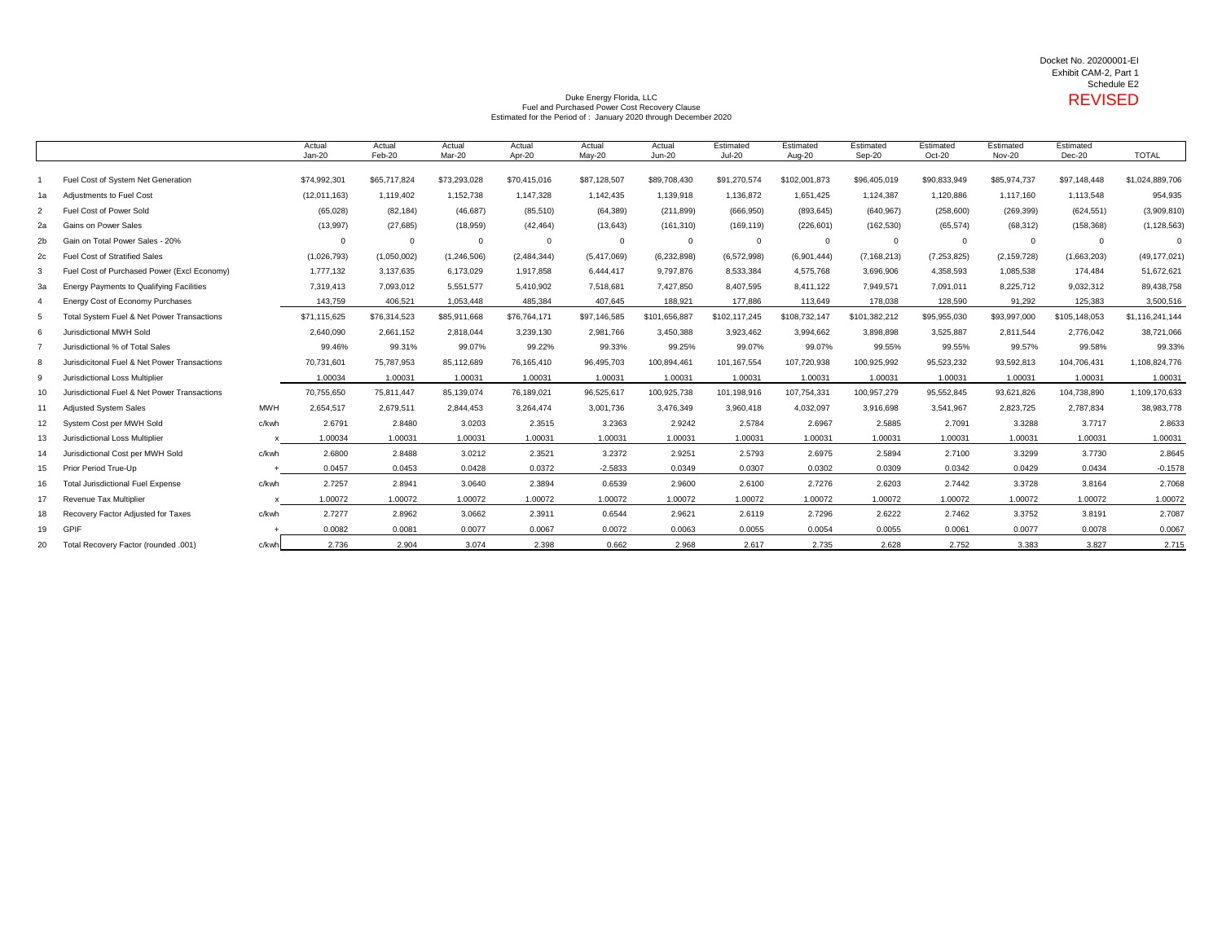Docket No. 20200001-EI
Exhibit CAM-2, Part 1
Schedule E2
**REVISED**

Duke Energy Florida, LLC
Fuel and Purchased Power Cost Recovery Clause
Estimated for the Period of : January 2020 through December 2020

| | | | Actual Jan-20 | Actual Feb-20 | Actual Mar-20 | Actual Apr-20 | Actual May-20 | Actual Jun-20 | Estimated Jul-20 | Estimated Aug-20 | Estimated Sep-20 | Estimated Oct-20 | Estimated Nov-20 | Estimated Dec-20 | TOTAL |
|---|---|---|---|---|---|---|---|---|---|---|---|---|---|---|---|
| 1 | Fuel Cost of System Net Generation | | $74,992,301 | $65,717,824 | $73,293,028 | $70,415,016 | $87,128,507 | $89,708,430 | $91,270,574 | $102,001,873 | $96,405,019 | $90,833,949 | $85,974,737 | $97,148,448 | $1,024,889,706 |
| 1a | Adjustments to Fuel Cost | | (12,011,163) | 1,119,402 | 1,152,738 | 1,147,328 | 1,142,435 | 1,139,918 | 1,136,872 | 1,651,425 | 1,124,387 | 1,120,886 | 1,117,160 | 1,113,548 | 954,935 |
| 2 | Fuel Cost of Power Sold | | (65,028) | (82,184) | (46,687) | (85,510) | (64,389) | (211,899) | (666,950) | (893,645) | (640,967) | (258,600) | (269,399) | (624,551) | (3,909,810) |
| 2a | Gains on Power Sales | | (13,997) | (27,685) | (18,959) | (42,464) | (13,643) | (161,310) | (169,119) | (226,601) | (162,530) | (65,574) | (68,312) | (158,368) | (1,128,563) |
| 2b | Gain on Total Power Sales - 20% | | 0 | 0 | 0 | 0 | 0 | 0 | 0 | 0 | 0 | 0 | 0 | 0 | 0 |
| 2c | Fuel Cost of Stratified Sales | | (1,026,793) | (1,050,002) | (1,246,506) | (2,484,344) | (5,417,069) | (6,232,898) | (6,572,998) | (6,901,444) | (7,168,213) | (7,253,825) | (2,159,728) | (1,663,203) | (49,177,021) |
| 3 | Fuel Cost of Purchased Power (Excl Economy) | | 1,777,132 | 3,137,635 | 6,173,029 | 1,917,858 | 6,444,417 | 9,797,876 | 8,533,384 | 4,575,768 | 3,696,906 | 4,358,593 | 1,085,538 | 174,484 | 51,672,621 |
| 3a | Energy Payments to Qualifying Facilities | | 7,319,413 | 7,093,012 | 5,551,577 | 5,410,902 | 7,518,681 | 7,427,850 | 8,407,595 | 8,411,122 | 7,949,571 | 7,091,011 | 8,225,712 | 9,032,312 | 89,438,758 |
| 4 | Energy Cost of Economy Purchases | | 143,759 | 406,521 | 1,053,448 | 485,384 | 407,645 | 188,921 | 177,886 | 113,649 | 178,038 | 128,590 | 91,292 | 125,383 | 3,500,516 |
| 5 | Total System Fuel & Net Power Transactions | | $71,115,625 | $76,314,523 | $85,911,668 | $76,764,171 | $97,146,585 | $101,656,887 | $102,117,245 | $108,732,147 | $101,382,212 | $95,955,030 | $93,997,000 | $105,148,053 | $1,116,241,144 |
| 6 | Jurisdictional MWH Sold | | 2,640,090 | 2,661,152 | 2,818,044 | 3,239,130 | 2,981,766 | 3,450,388 | 3,923,462 | 3,994,662 | 3,898,898 | 3,525,887 | 2,811,544 | 2,776,042 | 38,721,066 |
| 7 | Jurisdictional % of Total Sales | | 99.46% | 99.31% | 99.07% | 99.22% | 99.33% | 99.25% | 99.07% | 99.07% | 99.55% | 99.55% | 99.57% | 99.58% | 99.33% |
| 8 | Jurisdicitonal Fuel & Net Power Transactions | | 70,731,601 | 75,787,953 | 85,112,689 | 76,165,410 | 96,495,703 | 100,894,461 | 101,167,554 | 107,720,938 | 100,925,992 | 95,523,232 | 93,592,813 | 104,706,431 | 1,108,824,776 |
| 9 | Jurisdictional Loss Multiplier | | 1.00034 | 1.00031 | 1.00031 | 1.00031 | 1.00031 | 1.00031 | 1.00031 | 1.00031 | 1.00031 | 1.00031 | 1.00031 | 1.00031 | 1.00031 |
| 10 | Jurisdictional Fuel & Net Power Transactions | | 70,755,650 | 75,811,447 | 85,139,074 | 76,189,021 | 96,525,617 | 100,925,738 | 101,198,916 | 107,754,331 | 100,957,279 | 95,552,845 | 93,621,826 | 104,738,890 | 1,109,170,633 |
| 11 | Adjusted System Sales | MWH | 2,654,517 | 2,679,511 | 2,844,453 | 3,264,474 | 3,001,736 | 3,476,349 | 3,960,418 | 4,032,097 | 3,916,698 | 3,541,967 | 2,823,725 | 2,787,834 | 38,983,778 |
| 12 | System Cost per MWH Sold | c/kwh | 2.6791 | 2.8480 | 3.0203 | 2.3515 | 3.2363 | 2.9242 | 2.5784 | 2.6967 | 2.5885 | 2.7091 | 3.3288 | 3.7717 | 2.8633 |
| 13 | Jurisdictional Loss Multiplier | x | 1.00034 | 1.00031 | 1.00031 | 1.00031 | 1.00031 | 1.00031 | 1.00031 | 1.00031 | 1.00031 | 1.00031 | 1.00031 | 1.00031 | 1.00031 |
| 14 | Jurisdictional Cost per MWH Sold | c/kwh | 2.6800 | 2.8488 | 3.0212 | 2.3521 | 3.2372 | 2.9251 | 2.5793 | 2.6975 | 2.5894 | 2.7100 | 3.3299 | 3.7730 | 2.8645 |
| 15 | Prior Period True-Up | + | 0.0457 | 0.0453 | 0.0428 | 0.0372 | -2.5833 | 0.0349 | 0.0307 | 0.0302 | 0.0309 | 0.0342 | 0.0429 | 0.0434 | -0.1578 |
| 16 | Total Jurisdictional Fuel Expense | c/kwh | 2.7257 | 2.8941 | 3.0640 | 2.3894 | 0.6539 | 2.9600 | 2.6100 | 2.7276 | 2.6203 | 2.7442 | 3.3728 | 3.8164 | 2.7068 |
| 17 | Revenue Tax Multiplier | x | 1.00072 | 1.00072 | 1.00072 | 1.00072 | 1.00072 | 1.00072 | 1.00072 | 1.00072 | 1.00072 | 1.00072 | 1.00072 | 1.00072 | 1.00072 |
| 18 | Recovery Factor Adjusted for Taxes | c/kwh | 2.7277 | 2.8962 | 3.0662 | 2.3911 | 0.6544 | 2.9621 | 2.6119 | 2.7296 | 2.6222 | 2.7462 | 3.3752 | 3.8191 | 2.7087 |
| 19 | GPIF | + | 0.0082 | 0.0081 | 0.0077 | 0.0067 | 0.0072 | 0.0063 | 0.0055 | 0.0054 | 0.0055 | 0.0061 | 0.0077 | 0.0078 | 0.0067 |
| 20 | Total Recovery Factor (rounded .001) | c/kwh | 2.736 | 2.904 | 3.074 | 2.398 | 0.662 | 2.968 | 2.617 | 2.735 | 2.628 | 2.752 | 3.383 | 3.827 | 2.715 |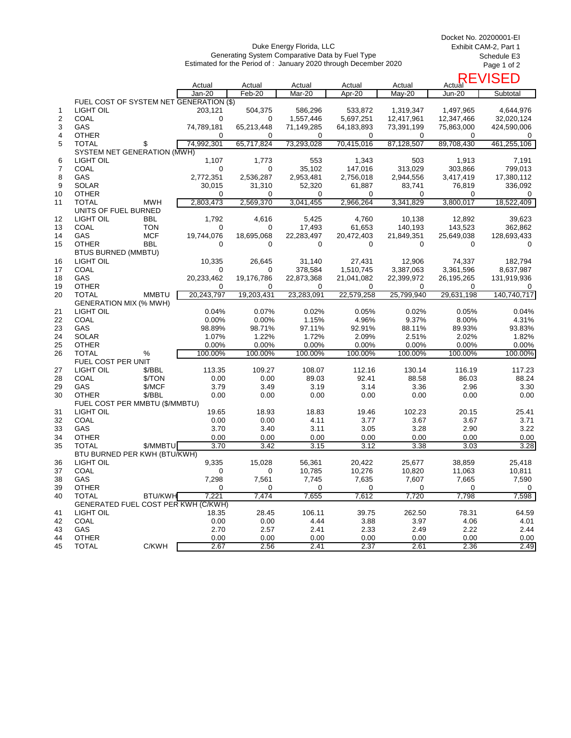Docket No. 20200001-EI
Exhibit CAM-2, Part 1
Schedule E3

Duke Energy Florida, LLC
Generating System Comparative Data by Fuel Type
Estimated for the Period of : January 2020 through December 2020

REVISED

| | | | Actual | Actual | Actual | Actual | Actual | Actual | |
|---|---|---|---|---|---|---|---|---|---|
| | | | Jan-20 | Feb-20 | Mar-20 | Apr-20 | May-20 | Jun-20 | Subtotal |
| | FUEL COST OF SYSTEM NET GENERATION ($) | | | | | | | | |
| 1 | LIGHT OIL | | 203,121 | 504,375 | 586,296 | 533,872 | 1,319,347 | 1,497,965 | 4,644,976 |
| 2 | COAL | | 0 | 0 | 1,557,446 | 5,697,251 | 12,417,961 | 12,347,466 | 32,020,124 |
| 3 | GAS | | 74,789,181 | 65,213,448 | 71,149,285 | 64,183,893 | 73,391,199 | 75,863,000 | 424,590,006 |
| 4 | OTHER | | 0 | 0 | 0 | 0 | 0 | 0 | 0 |
| 5 | TOTAL | $ | 74,992,301 | 65,717,824 | 73,293,028 | 70,415,016 | 87,128,507 | 89,708,430 | 461,255,106 |
| | SYSTEM NET GENERATION (MWH) | | | | | | | | |
| 6 | LIGHT OIL | | 1,107 | 1,773 | 553 | 1,343 | 503 | 1,913 | 7,191 |
| 7 | COAL | | 0 | 0 | 35,102 | 147,016 | 313,029 | 303,866 | 799,013 |
| 8 | GAS | | 2,772,351 | 2,536,287 | 2,953,481 | 2,756,018 | 2,944,556 | 3,417,419 | 17,380,112 |
| 9 | SOLAR | | 30,015 | 31,310 | 52,320 | 61,887 | 83,741 | 76,819 | 336,092 |
| 10 | OTHER | | 0 | 0 | 0 | 0 | 0 | 0 | 0 |
| 11 | TOTAL | MWH | 2,803,473 | 2,569,370 | 3,041,455 | 2,966,264 | 3,341,829 | 3,800,017 | 18,522,409 |
| | UNITS OF FUEL BURNED | | | | | | | | |
| 12 | LIGHT OIL | BBL | 1,792 | 4,616 | 5,425 | 4,760 | 10,138 | 12,892 | 39,623 |
| 13 | COAL | TON | 0 | 0 | 17,493 | 61,653 | 140,193 | 143,523 | 362,862 |
| 14 | GAS | MCF | 19,744,076 | 18,695,068 | 22,283,497 | 20,472,403 | 21,849,351 | 25,649,038 | 128,693,433 |
| 15 | OTHER | BBL | 0 | 0 | 0 | 0 | 0 | 0 | 0 |
| | BTUS BURNED (MMBTU) | | | | | | | | |
| 16 | LIGHT OIL | | 10,335 | 26,645 | 31,140 | 27,431 | 12,906 | 74,337 | 182,794 |
| 17 | COAL | | 0 | 0 | 378,584 | 1,510,745 | 3,387,063 | 3,361,596 | 8,637,987 |
| 18 | GAS | | 20,233,462 | 19,176,786 | 22,873,368 | 21,041,082 | 22,399,972 | 26,195,265 | 131,919,936 |
| 19 | OTHER | | 0 | 0 | 0 | 0 | 0 | 0 | 0 |
| 20 | TOTAL | MMBTU | 20,243,797 | 19,203,431 | 23,283,091 | 22,579,258 | 25,799,940 | 29,631,198 | 140,740,717 |
| | GENERATION MIX (% MWH) | | | | | | | | |
| 21 | LIGHT OIL | | 0.04% | 0.07% | 0.02% | 0.05% | 0.02% | 0.05% | 0.04% |
| 22 | COAL | | 0.00% | 0.00% | 1.15% | 4.96% | 9.37% | 8.00% | 4.31% |
| 23 | GAS | | 98.89% | 98.71% | 97.11% | 92.91% | 88.11% | 89.93% | 93.83% |
| 24 | SOLAR | | 1.07% | 1.22% | 1.72% | 2.09% | 2.51% | 2.02% | 1.82% |
| 25 | OTHER | | 0.00% | 0.00% | 0.00% | 0.00% | 0.00% | 0.00% | 0.00% |
| 26 | TOTAL | % | 100.00% | 100.00% | 100.00% | 100.00% | 100.00% | 100.00% | 100.00% |
| | FUEL COST PER UNIT | | | | | | | | |
| 27 | LIGHT OIL | $/BBL | 113.35 | 109.27 | 108.07 | 112.16 | 130.14 | 116.19 | 117.23 |
| 28 | COAL | $/TON | 0.00 | 0.00 | 89.03 | 92.41 | 88.58 | 86.03 | 88.24 |
| 29 | GAS | $/MCF | 3.79 | 3.49 | 3.19 | 3.14 | 3.36 | 2.96 | 3.30 |
| 30 | OTHER | $/BBL | 0.00 | 0.00 | 0.00 | 0.00 | 0.00 | 0.00 | 0.00 |
| | FUEL COST PER MMBTU ($/MMBTU) | | | | | | | | |
| 31 | LIGHT OIL | | 19.65 | 18.93 | 18.83 | 19.46 | 102.23 | 20.15 | 25.41 |
| 32 | COAL | | 0.00 | 0.00 | 4.11 | 3.77 | 3.67 | 3.67 | 3.71 |
| 33 | GAS | | 3.70 | 3.40 | 3.11 | 3.05 | 3.28 | 2.90 | 3.22 |
| 34 | OTHER | | 0.00 | 0.00 | 0.00 | 0.00 | 0.00 | 0.00 | 0.00 |
| 35 | TOTAL | $/MMBTU | 3.70 | 3.42 | 3.15 | 3.12 | 3.38 | 3.03 | 3.28 |
| | BTU BURNED PER KWH (BTU/KWH) | | | | | | | | |
| 36 | LIGHT OIL | | 9,335 | 15,028 | 56,361 | 20,422 | 25,677 | 38,859 | 25,418 |
| 37 | COAL | | 0 | 0 | 10,785 | 10,276 | 10,820 | 11,063 | 10,811 |
| 38 | GAS | | 7,298 | 7,561 | 7,745 | 7,635 | 7,607 | 7,665 | 7,590 |
| 39 | OTHER | | 0 | 0 | 0 | 0 | 0 | 0 | 0 |
| 40 | TOTAL | BTU/KWH | 7,221 | 7,474 | 7,655 | 7,612 | 7,720 | 7,798 | 7,598 |
| | GENERATED FUEL COST PER KWH (C/KWH) | | | | | | | | |
| 41 | LIGHT OIL | | 18.35 | 28.45 | 106.11 | 39.75 | 262.50 | 78.31 | 64.59 |
| 42 | COAL | | 0.00 | 0.00 | 4.44 | 3.88 | 3.97 | 4.06 | 4.01 |
| 43 | GAS | | 2.70 | 2.57 | 2.41 | 2.33 | 2.49 | 2.22 | 2.44 |
| 44 | OTHER | | 0.00 | 0.00 | 0.00 | 0.00 | 0.00 | 0.00 | 0.00 |
| 45 | TOTAL | C/KWH | 2.67 | 2.56 | 2.41 | 2.37 | 2.61 | 2.36 | 2.49 |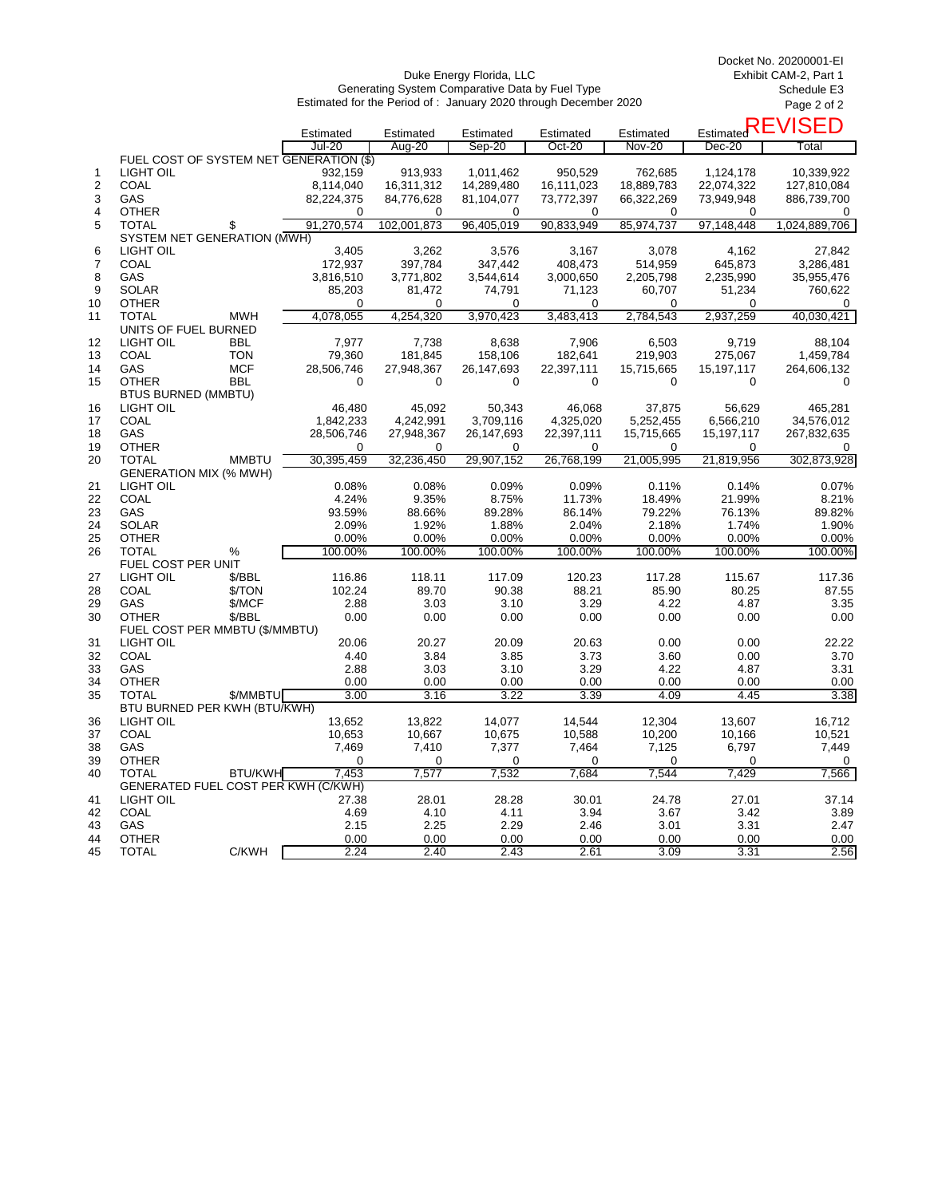Docket No. 20200001-EI
Exhibit CAM-2, Part 1
Schedule E3
Page 2 of 2

Duke Energy Florida, LLC
Generating System Comparative Data by Fuel Type
Estimated for the Period of : January 2020 through December 2020

REVISED

| | | | Estimated Jul-20 | Estimated Aug-20 | Estimated Sep-20 | Estimated Oct-20 | Estimated Nov-20 | Estimated Dec-20 | Total |
|---|---|---|---|---|---|---|---|---|---|
| | FUEL COST OF SYSTEM NET GENERATION ($) | | | | | | | | |
| 1 | LIGHT OIL | | 932,159 | 913,933 | 1,011,462 | 950,529 | 762,685 | 1,124,178 | 10,339,922 |
| 2 | COAL | | 8,114,040 | 16,311,312 | 14,289,480 | 16,111,023 | 18,889,783 | 22,074,322 | 127,810,084 |
| 3 | GAS | | 82,224,375 | 84,776,628 | 81,104,077 | 73,772,397 | 66,322,269 | 73,949,948 | 886,739,700 |
| 4 | OTHER | | 0 | 0 | 0 | 0 | 0 | 0 | 0 |
| 5 | TOTAL | $ | 91,270,574 | 102,001,873 | 96,405,019 | 90,833,949 | 85,974,737 | 97,148,448 | 1,024,889,706 |
| | SYSTEM NET GENERATION (MWH) | | | | | | | | |
| 6 | LIGHT OIL | | 3,405 | 3,262 | 3,576 | 3,167 | 3,078 | 4,162 | 27,842 |
| 7 | COAL | | 172,937 | 397,784 | 347,442 | 408,473 | 514,959 | 645,873 | 3,286,481 |
| 8 | GAS | | 3,816,510 | 3,771,802 | 3,544,614 | 3,000,650 | 2,205,798 | 2,235,990 | 35,955,476 |
| 9 | SOLAR | | 85,203 | 81,472 | 74,791 | 71,123 | 60,707 | 51,234 | 760,622 |
| 10 | OTHER | | 0 | 0 | 0 | 0 | 0 | 0 | 0 |
| 11 | TOTAL | MWH | 4,078,055 | 4,254,320 | 3,970,423 | 3,483,413 | 2,784,543 | 2,937,259 | 40,030,421 |
| | UNITS OF FUEL BURNED | | | | | | | | |
| 12 | LIGHT OIL | BBL | 7,977 | 7,738 | 8,638 | 7,906 | 6,503 | 9,719 | 88,104 |
| 13 | COAL | TON | 79,360 | 181,845 | 158,106 | 182,641 | 219,903 | 275,067 | 1,459,784 |
| 14 | GAS | MCF | 28,506,746 | 27,948,367 | 26,147,693 | 22,397,111 | 15,715,665 | 15,197,117 | 264,606,132 |
| 15 | OTHER | BBL | 0 | 0 | 0 | 0 | 0 | 0 | 0 |
| | BTUS BURNED (MMBTU) | | | | | | | | |
| 16 | LIGHT OIL | | 46,480 | 45,092 | 50,343 | 46,068 | 37,875 | 56,629 | 465,281 |
| 17 | COAL | | 1,842,233 | 4,242,991 | 3,709,116 | 4,325,020 | 5,252,455 | 6,566,210 | 34,576,012 |
| 18 | GAS | | 28,506,746 | 27,948,367 | 26,147,693 | 22,397,111 | 15,715,665 | 15,197,117 | 267,832,635 |
| 19 | OTHER | | 0 | 0 | 0 | 0 | 0 | 0 | 0 |
| 20 | TOTAL | MMBTU | 30,395,459 | 32,236,450 | 29,907,152 | 26,768,199 | 21,005,995 | 21,819,956 | 302,873,928 |
| | GENERATION MIX (% MWH) | | | | | | | | |
| 21 | LIGHT OIL | | 0.08% | 0.08% | 0.09% | 0.09% | 0.11% | 0.14% | 0.07% |
| 22 | COAL | | 4.24% | 9.35% | 8.75% | 11.73% | 18.49% | 21.99% | 8.21% |
| 23 | GAS | | 93.59% | 88.66% | 89.28% | 86.14% | 79.22% | 76.13% | 89.82% |
| 24 | SOLAR | | 2.09% | 1.92% | 1.88% | 2.04% | 2.18% | 1.74% | 1.90% |
| 25 | OTHER | | 0.00% | 0.00% | 0.00% | 0.00% | 0.00% | 0.00% | 0.00% |
| 26 | TOTAL | % | 100.00% | 100.00% | 100.00% | 100.00% | 100.00% | 100.00% | 100.00% |
| | FUEL COST PER UNIT | | | | | | | | |
| 27 | LIGHT OIL | $/BBL | 116.86 | 118.11 | 117.09 | 120.23 | 117.28 | 115.67 | 117.36 |
| 28 | COAL | $/TON | 102.24 | 89.70 | 90.38 | 88.21 | 85.90 | 80.25 | 87.55 |
| 29 | GAS | $/MCF | 2.88 | 3.03 | 3.10 | 3.29 | 4.22 | 4.87 | 3.35 |
| 30 | OTHER | $/BBL | 0.00 | 0.00 | 0.00 | 0.00 | 0.00 | 0.00 | 0.00 |
| | FUEL COST PER MMBTU ($/MMBTU) | | | | | | | | |
| 31 | LIGHT OIL | | 20.06 | 20.27 | 20.09 | 20.63 | 0.00 | 0.00 | 22.22 |
| 32 | COAL | | 4.40 | 3.84 | 3.85 | 3.73 | 3.60 | 0.00 | 3.70 |
| 33 | GAS | | 2.88 | 3.03 | 3.10 | 3.29 | 4.22 | 4.87 | 3.31 |
| 34 | OTHER | | 0.00 | 0.00 | 0.00 | 0.00 | 0.00 | 0.00 | 0.00 |
| 35 | TOTAL | $/MMBTU | 3.00 | 3.16 | 3.22 | 3.39 | 4.09 | 4.45 | 3.38 |
| | BTU BURNED PER KWH (BTU/KWH) | | | | | | | | |
| 36 | LIGHT OIL | | 13,652 | 13,822 | 14,077 | 14,544 | 12,304 | 13,607 | 16,712 |
| 37 | COAL | | 10,653 | 10,667 | 10,675 | 10,588 | 10,200 | 10,166 | 10,521 |
| 38 | GAS | | 7,469 | 7,410 | 7,377 | 7,464 | 7,125 | 6,797 | 7,449 |
| 39 | OTHER | | 0 | 0 | 0 | 0 | 0 | 0 | 0 |
| 40 | TOTAL | BTU/KWH | 7,453 | 7,577 | 7,532 | 7,684 | 7,544 | 7,429 | 7,566 |
| | GENERATED FUEL COST PER KWH (C/KWH) | | | | | | | | |
| 41 | LIGHT OIL | | 27.38 | 28.01 | 28.28 | 30.01 | 24.78 | 27.01 | 37.14 |
| 42 | COAL | | 4.69 | 4.10 | 4.11 | 3.94 | 3.67 | 3.42 | 3.89 |
| 43 | GAS | | 2.15 | 2.25 | 2.29 | 2.46 | 3.01 | 3.31 | 2.47 |
| 44 | OTHER | | 0.00 | 0.00 | 0.00 | 0.00 | 0.00 | 0.00 | 0.00 |
| 45 | TOTAL | C/KWH | 2.24 | 2.40 | 2.43 | 2.61 | 3.09 | 3.31 | 2.56 |